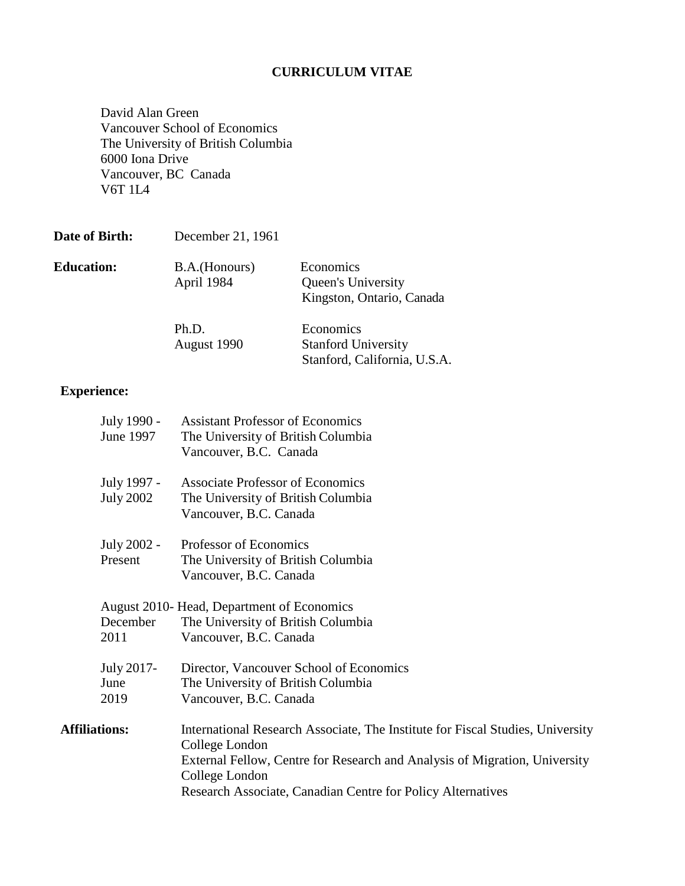# CURRICULUM VITAE

David Alan Green
Vancouver School of Economics
The University of British Columbia
6000 Iona Drive
Vancouver, BC Canada
V6T 1L4

**Date of Birth:** December 21, 1961

**Education:**

| | | |
|---|---|---|
| B.A.(Honours) | April 1984 | Economics, Queen's University, Kingston, Ontario, Canada |
| Ph.D. | August 1990 | Economics, Stanford University, Stanford, California, U.S.A. |

**Experience:**

July 1990 - June 1997
Assistant Professor of Economics
The University of British Columbia
Vancouver, B.C. Canada

July 1997 - July 2002
Associate Professor of Economics
The University of British Columbia
Vancouver, B.C. Canada

July 2002 - Present
Professor of Economics
The University of British Columbia
Vancouver, B.C. Canada

August 2010- December 2011
Head, Department of Economics
The University of British Columbia
Vancouver, B.C. Canada

July 2017- June 2019
Director, Vancouver School of Economics
The University of British Columbia
Vancouver, B.C. Canada

**Affiliations:**

International Research Associate, The Institute for Fiscal Studies, University College London
External Fellow, Centre for Research and Analysis of Migration, University College London
Research Associate, Canadian Centre for Policy Alternatives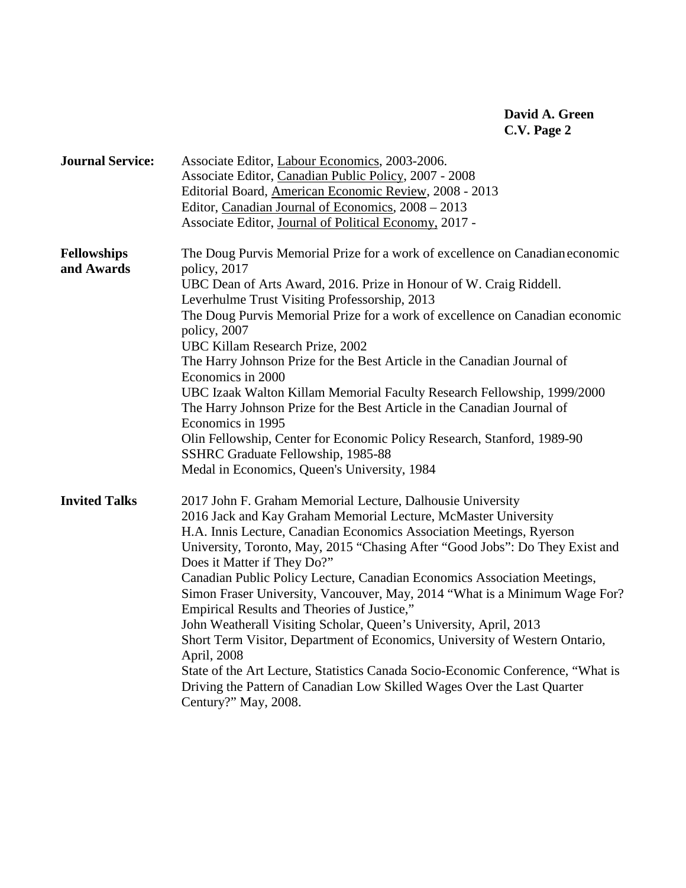**Journal Service:**

Associate Editor, Labour Economics, 2003-2006.
Associate Editor, Canadian Public Policy, 2007 - 2008
Editorial Board, American Economic Review, 2008 - 2013
Editor, Canadian Journal of Economics, 2008 – 2013
Associate Editor, Journal of Political Economy, 2017 -

**Fellowships and Awards**

The Doug Purvis Memorial Prize for a work of excellence on Canadian economic policy, 2017
UBC Dean of Arts Award, 2016. Prize in Honour of W. Craig Riddell.
Leverhulme Trust Visiting Professorship, 2013
The Doug Purvis Memorial Prize for a work of excellence on Canadian economic policy, 2007
UBC Killam Research Prize, 2002
The Harry Johnson Prize for the Best Article in the Canadian Journal of Economics in 2000
UBC Izaak Walton Killam Memorial Faculty Research Fellowship, 1999/2000
The Harry Johnson Prize for the Best Article in the Canadian Journal of Economics in 1995
Olin Fellowship, Center for Economic Policy Research, Stanford, 1989-90
SSHRC Graduate Fellowship, 1985-88
Medal in Economics, Queen's University, 1984

**Invited Talks**

2017 John F. Graham Memorial Lecture, Dalhousie University
2016 Jack and Kay Graham Memorial Lecture, McMaster University
H.A. Innis Lecture, Canadian Economics Association Meetings, Ryerson University, Toronto, May, 2015 "Chasing After "Good Jobs": Do They Exist and Does it Matter if They Do?"
Canadian Public Policy Lecture, Canadian Economics Association Meetings, Simon Fraser University, Vancouver, May, 2014 "What is a Minimum Wage For? Empirical Results and Theories of Justice,"
John Weatherall Visiting Scholar, Queen's University, April, 2013
Short Term Visitor, Department of Economics, University of Western Ontario, April, 2008
State of the Art Lecture, Statistics Canada Socio-Economic Conference, "What is Driving the Pattern of Canadian Low Skilled Wages Over the Last Quarter Century?" May, 2008.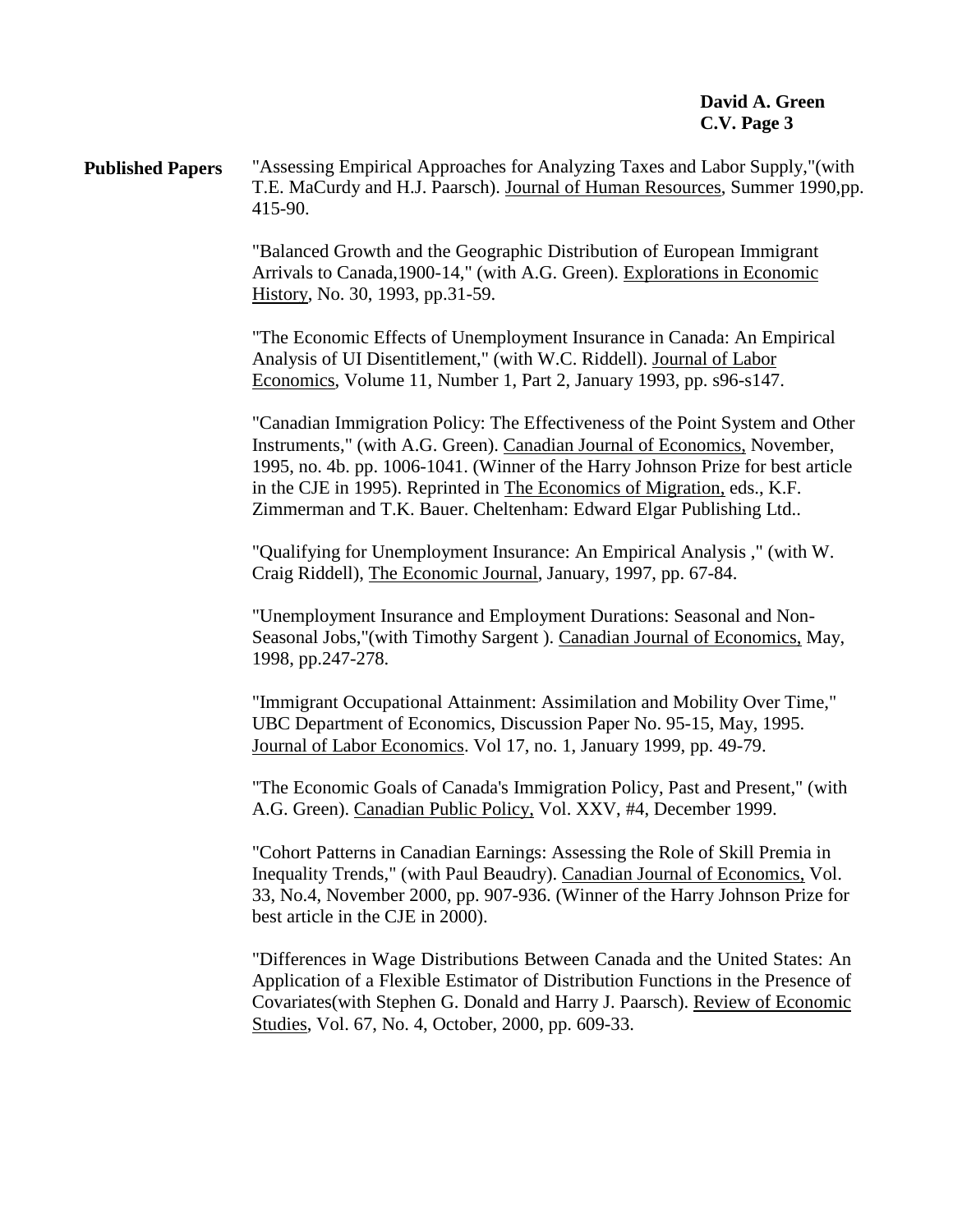**Published Papers**

"Assessing Empirical Approaches for Analyzing Taxes and Labor Supply,"(with T.E. MaCurdy and H.J. Paarsch). Journal of Human Resources, Summer 1990,pp. 415-90.

"Balanced Growth and the Geographic Distribution of European Immigrant Arrivals to Canada,1900-14," (with A.G. Green). Explorations in Economic History, No. 30, 1993, pp.31-59.

"The Economic Effects of Unemployment Insurance in Canada: An Empirical Analysis of UI Disentitlement," (with W.C. Riddell). Journal of Labor Economics, Volume 11, Number 1, Part 2, January 1993, pp. s96-s147.

"Canadian Immigration Policy: The Effectiveness of the Point System and Other Instruments," (with A.G. Green). Canadian Journal of Economics, November, 1995, no. 4b. pp. 1006-1041. (Winner of the Harry Johnson Prize for best article in the CJE in 1995). Reprinted in The Economics of Migration, eds., K.F. Zimmerman and T.K. Bauer. Cheltenham: Edward Elgar Publishing Ltd..

"Qualifying for Unemployment Insurance: An Empirical Analysis ," (with W. Craig Riddell), The Economic Journal, January, 1997, pp. 67-84.

"Unemployment Insurance and Employment Durations: Seasonal and Non-Seasonal Jobs,"(with Timothy Sargent ). Canadian Journal of Economics, May, 1998, pp.247-278.

"Immigrant Occupational Attainment: Assimilation and Mobility Over Time," UBC Department of Economics, Discussion Paper No. 95-15, May, 1995. Journal of Labor Economics. Vol 17, no. 1, January 1999, pp. 49-79.

"The Economic Goals of Canada's Immigration Policy, Past and Present," (with A.G. Green). Canadian Public Policy, Vol. XXV, #4, December 1999.

"Cohort Patterns in Canadian Earnings: Assessing the Role of Skill Premia in Inequality Trends," (with Paul Beaudry). Canadian Journal of Economics, Vol. 33, No.4, November 2000, pp. 907-936. (Winner of the Harry Johnson Prize for best article in the CJE in 2000).

"Differences in Wage Distributions Between Canada and the United States: An Application of a Flexible Estimator of Distribution Functions in the Presence of Covariates(with Stephen G. Donald and Harry J. Paarsch). Review of Economic Studies, Vol. 67, No. 4, October, 2000, pp. 609-33.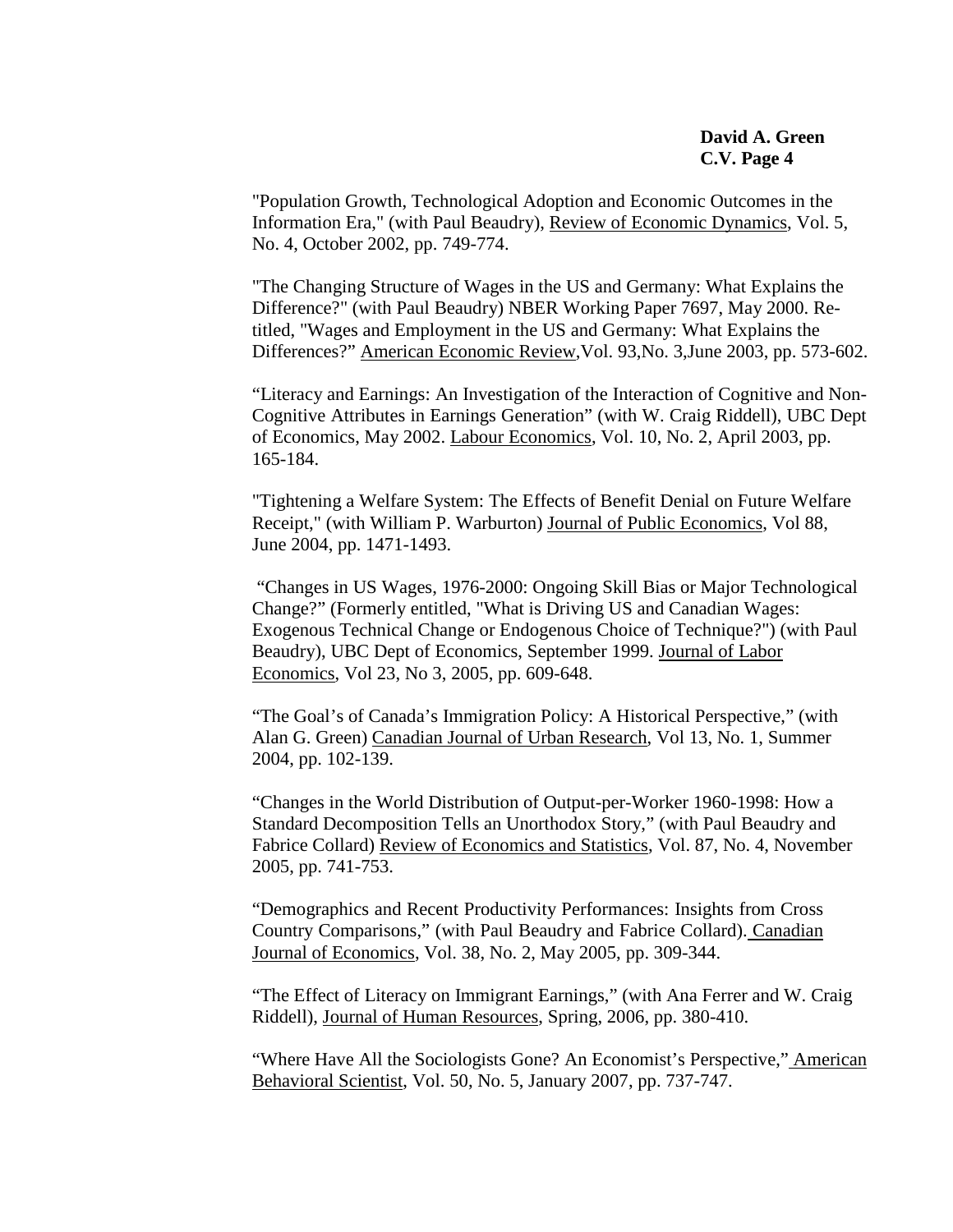"Population Growth, Technological Adoption and Economic Outcomes in the Information Era," (with Paul Beaudry), Review of Economic Dynamics, Vol. 5, No. 4, October 2002, pp. 749-774.

"The Changing Structure of Wages in the US and Germany: What Explains the Difference?" (with Paul Beaudry) NBER Working Paper 7697, May 2000. Re-titled, "Wages and Employment in the US and Germany: What Explains the Differences?" American Economic Review,Vol. 93,No. 3,June 2003, pp. 573-602.

"Literacy and Earnings: An Investigation of the Interaction of Cognitive and Non-Cognitive Attributes in Earnings Generation" (with W. Craig Riddell), UBC Dept of Economics, May 2002. Labour Economics, Vol. 10, No. 2, April 2003, pp. 165-184.

"Tightening a Welfare System: The Effects of Benefit Denial on Future Welfare Receipt," (with William P. Warburton) Journal of Public Economics, Vol 88, June 2004, pp. 1471-1493.

"Changes in US Wages, 1976-2000: Ongoing Skill Bias or Major Technological Change?" (Formerly entitled, "What is Driving US and Canadian Wages: Exogenous Technical Change or Endogenous Choice of Technique?") (with Paul Beaudry), UBC Dept of Economics, September 1999. Journal of Labor Economics, Vol 23, No 3, 2005, pp. 609-648.

"The Goal's of Canada's Immigration Policy: A Historical Perspective," (with Alan G. Green) Canadian Journal of Urban Research, Vol 13, No. 1, Summer 2004, pp. 102-139.

"Changes in the World Distribution of Output-per-Worker 1960-1998: How a Standard Decomposition Tells an Unorthodox Story," (with Paul Beaudry and Fabrice Collard) Review of Economics and Statistics, Vol. 87, No. 4, November 2005, pp. 741-753.

"Demographics and Recent Productivity Performances: Insights from Cross Country Comparisons," (with Paul Beaudry and Fabrice Collard). Canadian Journal of Economics, Vol. 38, No. 2, May 2005, pp. 309-344.

"The Effect of Literacy on Immigrant Earnings," (with Ana Ferrer and W. Craig Riddell), Journal of Human Resources, Spring, 2006, pp. 380-410.

"Where Have All the Sociologists Gone? An Economist's Perspective," American Behavioral Scientist, Vol. 50, No. 5, January 2007, pp. 737-747.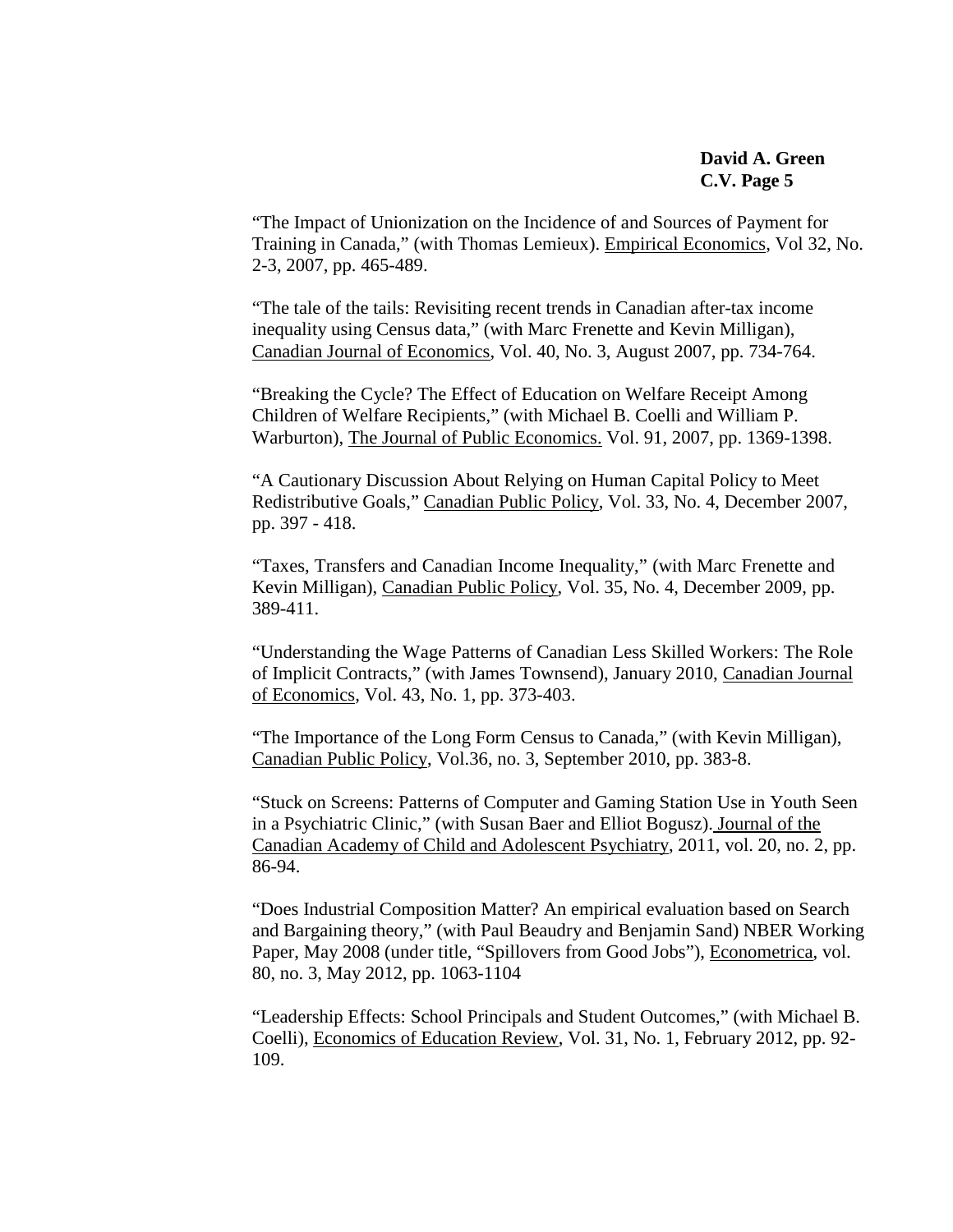"The Impact of Unionization on the Incidence of and Sources of Payment for Training in Canada," (with Thomas Lemieux). Empirical Economics, Vol 32, No. 2-3, 2007, pp. 465-489.

"The tale of the tails: Revisiting recent trends in Canadian after-tax income inequality using Census data," (with Marc Frenette and Kevin Milligan), Canadian Journal of Economics, Vol. 40, No. 3, August 2007, pp. 734-764.

"Breaking the Cycle? The Effect of Education on Welfare Receipt Among Children of Welfare Recipients," (with Michael B. Coelli and William P. Warburton), The Journal of Public Economics. Vol. 91, 2007, pp. 1369-1398.

"A Cautionary Discussion About Relying on Human Capital Policy to Meet Redistributive Goals," Canadian Public Policy, Vol. 33, No. 4, December 2007, pp. 397 - 418.

"Taxes, Transfers and Canadian Income Inequality," (with Marc Frenette and Kevin Milligan), Canadian Public Policy, Vol. 35, No. 4, December 2009, pp. 389-411.

"Understanding the Wage Patterns of Canadian Less Skilled Workers: The Role of Implicit Contracts," (with James Townsend), January 2010, Canadian Journal of Economics, Vol. 43, No. 1, pp. 373-403.

"The Importance of the Long Form Census to Canada," (with Kevin Milligan), Canadian Public Policy, Vol.36, no. 3, September 2010, pp. 383-8.

"Stuck on Screens: Patterns of Computer and Gaming Station Use in Youth Seen in a Psychiatric Clinic," (with Susan Baer and Elliot Bogusz). Journal of the Canadian Academy of Child and Adolescent Psychiatry, 2011, vol. 20, no. 2, pp. 86-94.

"Does Industrial Composition Matter? An empirical evaluation based on Search and Bargaining theory," (with Paul Beaudry and Benjamin Sand) NBER Working Paper, May 2008 (under title, "Spillovers from Good Jobs"), Econometrica, vol. 80, no. 3, May 2012, pp. 1063-1104

"Leadership Effects: School Principals and Student Outcomes," (with Michael B. Coelli), Economics of Education Review, Vol. 31, No. 1, February 2012, pp. 92-109.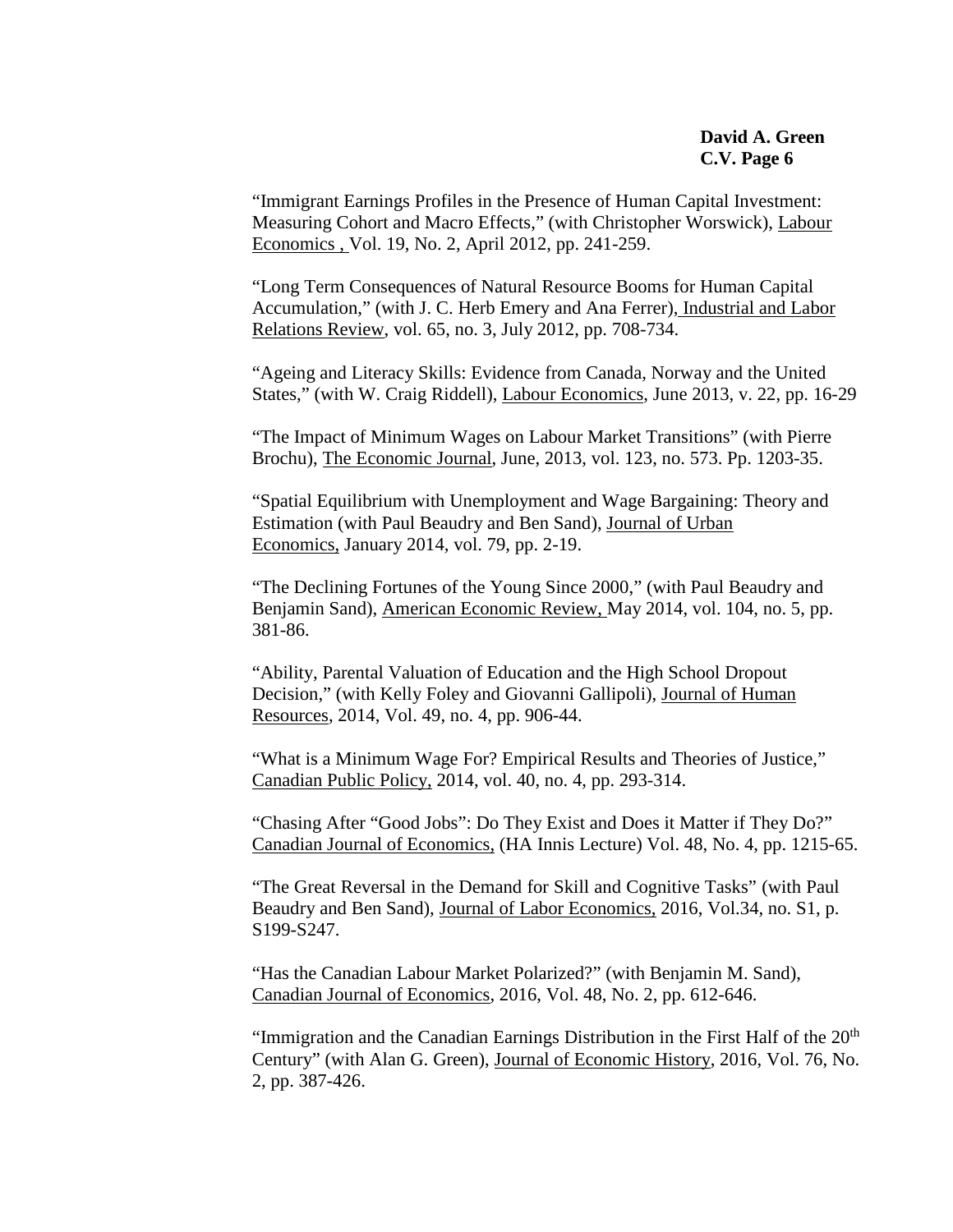"Immigrant Earnings Profiles in the Presence of Human Capital Investment: Measuring Cohort and Macro Effects," (with Christopher Worswick), Labour Economics , Vol. 19, No. 2, April 2012, pp. 241-259.

"Long Term Consequences of Natural Resource Booms for Human Capital Accumulation," (with J. C. Herb Emery and Ana Ferrer), Industrial and Labor Relations Review, vol. 65, no. 3, July 2012, pp. 708-734.

"Ageing and Literacy Skills: Evidence from Canada, Norway and the United States," (with W. Craig Riddell), Labour Economics, June 2013, v. 22, pp. 16-29

"The Impact of Minimum Wages on Labour Market Transitions" (with Pierre Brochu), The Economic Journal, June, 2013, vol. 123, no. 573. Pp. 1203-35.

"Spatial Equilibrium with Unemployment and Wage Bargaining: Theory and Estimation (with Paul Beaudry and Ben Sand), Journal of Urban Economics, January 2014, vol. 79, pp. 2-19.

"The Declining Fortunes of the Young Since 2000," (with Paul Beaudry and Benjamin Sand), American Economic Review, May 2014, vol. 104, no. 5, pp. 381-86.

"Ability, Parental Valuation of Education and the High School Dropout Decision," (with Kelly Foley and Giovanni Gallipoli), Journal of Human Resources, 2014, Vol. 49, no. 4, pp. 906-44.

"What is a Minimum Wage For? Empirical Results and Theories of Justice," Canadian Public Policy, 2014, vol. 40, no. 4, pp. 293-314.

"Chasing After "Good Jobs": Do They Exist and Does it Matter if They Do?" Canadian Journal of Economics, (HA Innis Lecture) Vol. 48, No. 4, pp. 1215-65.

"The Great Reversal in the Demand for Skill and Cognitive Tasks" (with Paul Beaudry and Ben Sand), Journal of Labor Economics, 2016, Vol.34, no. S1, p. S199-S247.

"Has the Canadian Labour Market Polarized?" (with Benjamin M. Sand), Canadian Journal of Economics, 2016, Vol. 48, No. 2, pp. 612-646.

"Immigration and the Canadian Earnings Distribution in the First Half of the 20th Century" (with Alan G. Green), Journal of Economic History, 2016, Vol. 76, No. 2, pp. 387-426.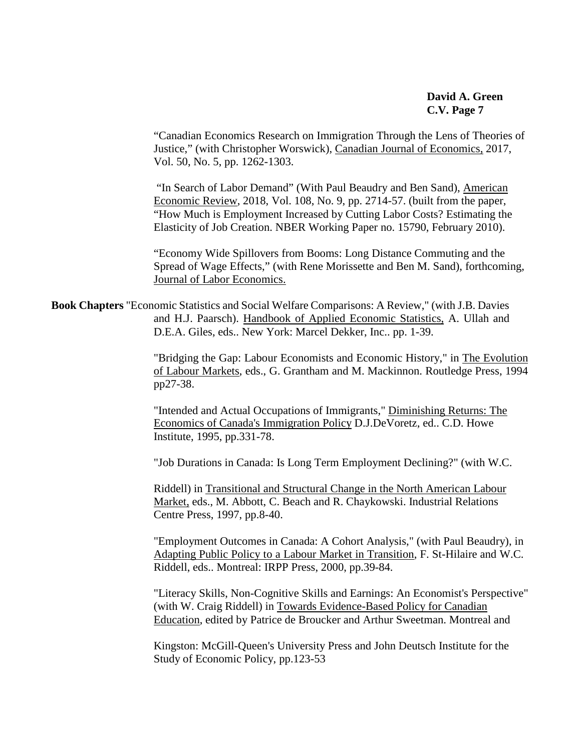"Canadian Economics Research on Immigration Through the Lens of Theories of Justice," (with Christopher Worswick), Canadian Journal of Economics, 2017, Vol. 50, No. 5, pp. 1262-1303.

"In Search of Labor Demand" (With Paul Beaudry and Ben Sand), American Economic Review, 2018, Vol. 108, No. 9, pp. 2714-57. (built from the paper, "How Much is Employment Increased by Cutting Labor Costs? Estimating the Elasticity of Job Creation. NBER Working Paper no. 15790, February 2010).

"Economy Wide Spillovers from Booms: Long Distance Commuting and the Spread of Wage Effects," (with Rene Morissette and Ben M. Sand), forthcoming, Journal of Labor Economics.

**Book Chapters** "Economic Statistics and Social Welfare Comparisons: A Review," (with J.B. Davies and H.J. Paarsch). Handbook of Applied Economic Statistics, A. Ullah and D.E.A. Giles, eds.. New York: Marcel Dekker, Inc.. pp. 1-39.

"Bridging the Gap: Labour Economists and Economic History," in The Evolution of Labour Markets, eds., G. Grantham and M. Mackinnon. Routledge Press, 1994 pp27-38.

"Intended and Actual Occupations of Immigrants," Diminishing Returns: The Economics of Canada's Immigration Policy D.J.DeVoretz, ed.. C.D. Howe Institute, 1995, pp.331-78.

"Job Durations in Canada: Is Long Term Employment Declining?" (with W.C. Riddell) in Transitional and Structural Change in the North American Labour Market, eds., M. Abbott, C. Beach and R. Chaykowski. Industrial Relations Centre Press, 1997, pp.8-40.

"Employment Outcomes in Canada: A Cohort Analysis," (with Paul Beaudry), in Adapting Public Policy to a Labour Market in Transition, F. St-Hilaire and W.C. Riddell, eds.. Montreal: IRPP Press, 2000, pp.39-84.

"Literacy Skills, Non-Cognitive Skills and Earnings: An Economist's Perspective" (with W. Craig Riddell) in Towards Evidence-Based Policy for Canadian Education, edited by Patrice de Broucker and Arthur Sweetman. Montreal and Kingston: McGill-Queen's University Press and John Deutsch Institute for the Study of Economic Policy, pp.123-53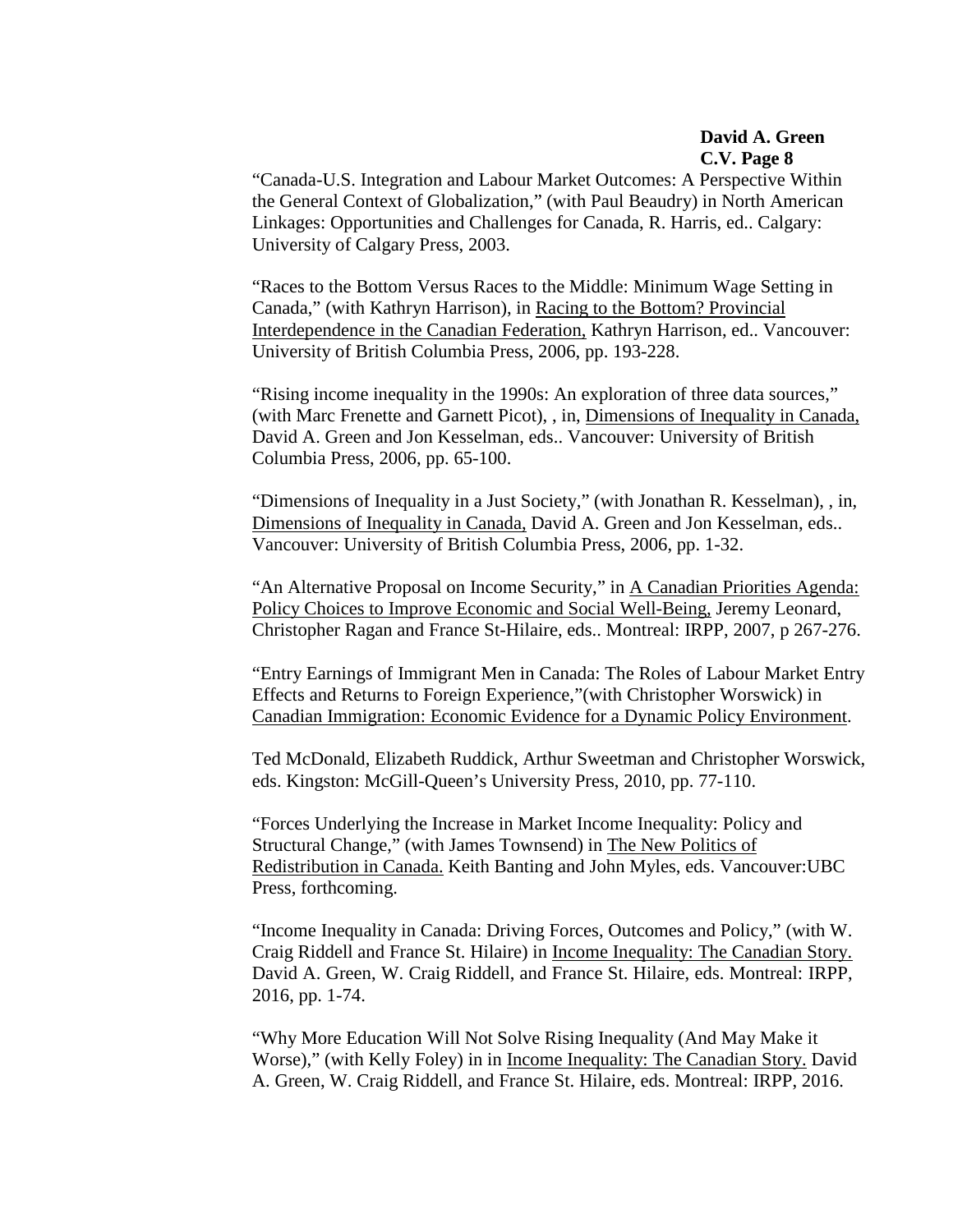"Canada-U.S. Integration and Labour Market Outcomes: A Perspective Within the General Context of Globalization," (with Paul Beaudry) in North American Linkages: Opportunities and Challenges for Canada, R. Harris, ed.. Calgary: University of Calgary Press, 2003.

"Races to the Bottom Versus Races to the Middle: Minimum Wage Setting in Canada," (with Kathryn Harrison), in Racing to the Bottom? Provincial Interdependence in the Canadian Federation, Kathryn Harrison, ed.. Vancouver: University of British Columbia Press, 2006, pp. 193-228.

"Rising income inequality in the 1990s: An exploration of three data sources," (with Marc Frenette and Garnett Picot), , in, Dimensions of Inequality in Canada, David A. Green and Jon Kesselman, eds.. Vancouver: University of British Columbia Press, 2006, pp. 65-100.

"Dimensions of Inequality in a Just Society," (with Jonathan R. Kesselman), , in, Dimensions of Inequality in Canada, David A. Green and Jon Kesselman, eds.. Vancouver: University of British Columbia Press, 2006, pp. 1-32.

"An Alternative Proposal on Income Security," in A Canadian Priorities Agenda: Policy Choices to Improve Economic and Social Well-Being, Jeremy Leonard, Christopher Ragan and France St-Hilaire, eds.. Montreal: IRPP, 2007, p 267-276.

"Entry Earnings of Immigrant Men in Canada: The Roles of Labour Market Entry Effects and Returns to Foreign Experience,"(with Christopher Worswick) in Canadian Immigration: Economic Evidence for a Dynamic Policy Environment.

Ted McDonald, Elizabeth Ruddick, Arthur Sweetman and Christopher Worswick, eds. Kingston: McGill-Queen's University Press, 2010, pp. 77-110.

"Forces Underlying the Increase in Market Income Inequality: Policy and Structural Change," (with James Townsend) in The New Politics of Redistribution in Canada. Keith Banting and John Myles, eds. Vancouver:UBC Press, forthcoming.

"Income Inequality in Canada: Driving Forces, Outcomes and Policy," (with W. Craig Riddell and France St. Hilaire) in Income Inequality: The Canadian Story. David A. Green, W. Craig Riddell, and France St. Hilaire, eds. Montreal: IRPP, 2016, pp. 1-74.

"Why More Education Will Not Solve Rising Inequality (And May Make it Worse)," (with Kelly Foley) in in Income Inequality: The Canadian Story. David A. Green, W. Craig Riddell, and France St. Hilaire, eds. Montreal: IRPP, 2016.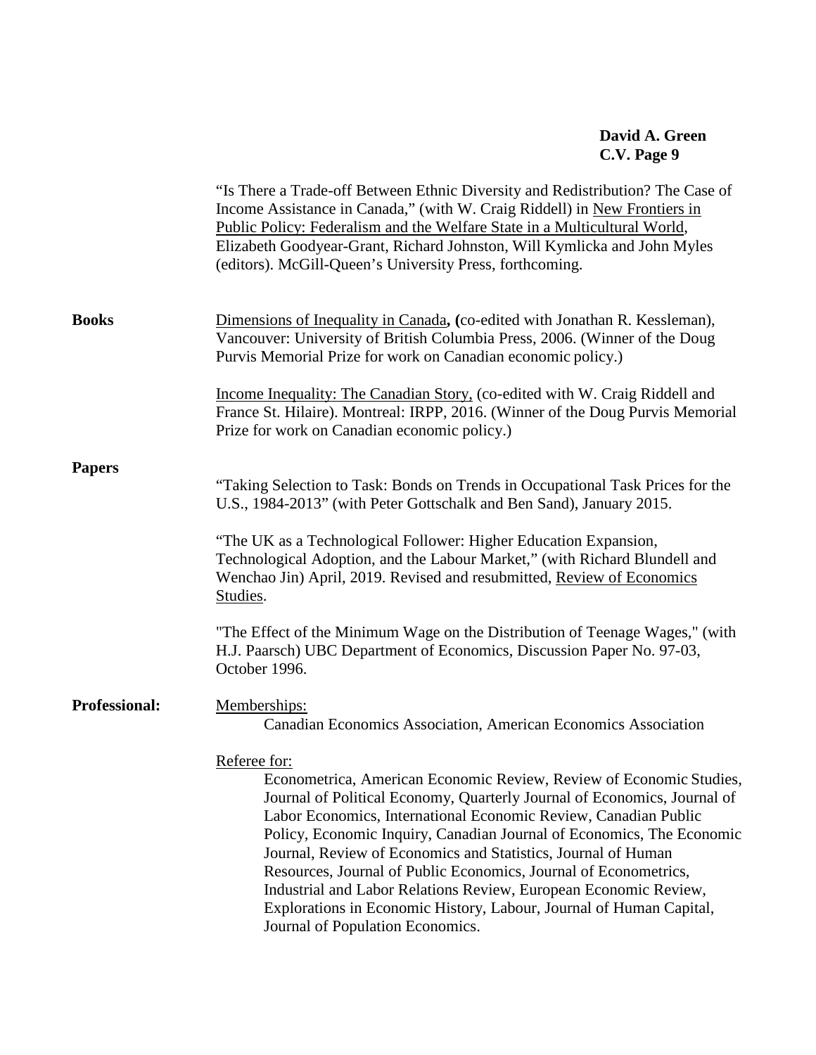"Is There a Trade-off Between Ethnic Diversity and Redistribution? The Case of Income Assistance in Canada," (with W. Craig Riddell) in New Frontiers in Public Policy: Federalism and the Welfare State in a Multicultural World, Elizabeth Goodyear-Grant, Richard Johnston, Will Kymlicka and John Myles (editors). McGill-Queen's University Press, forthcoming.

**Books**

Dimensions of Inequality in Canada**, (**co-edited with Jonathan R. Kesselman), Vancouver: University of British Columbia Press, 2006. (Winner of the Doug Purvis Memorial Prize for work on Canadian economic policy.)

Income Inequality: The Canadian Story, (co-edited with W. Craig Riddell and France St. Hilaire). Montreal: IRPP, 2016. (Winner of the Doug Purvis Memorial Prize for work on Canadian economic policy.)

**Papers**

"Taking Selection to Task: Bonds on Trends in Occupational Task Prices for the U.S., 1984-2013" (with Peter Gottschalk and Ben Sand), January 2015.

"The UK as a Technological Follower: Higher Education Expansion, Technological Adoption, and the Labour Market," (with Richard Blundell and Wenchao Jin) April, 2019. Revised and resubmitted, Review of Economics Studies.

"The Effect of the Minimum Wage on the Distribution of Teenage Wages," (with H.J. Paarsch) UBC Department of Economics, Discussion Paper No. 97-03, October 1996.

**Professional:**

Memberships:

Canadian Economics Association, American Economics Association

Referee for:

Econometrica, American Economic Review, Review of Economic Studies, Journal of Political Economy, Quarterly Journal of Economics, Journal of Labor Economics, International Economic Review, Canadian Public Policy, Economic Inquiry, Canadian Journal of Economics, The Economic Journal, Review of Economics and Statistics, Journal of Human Resources, Journal of Public Economics, Journal of Econometrics, Industrial and Labor Relations Review, European Economic Review, Explorations in Economic History, Labour, Journal of Human Capital, Journal of Population Economics.